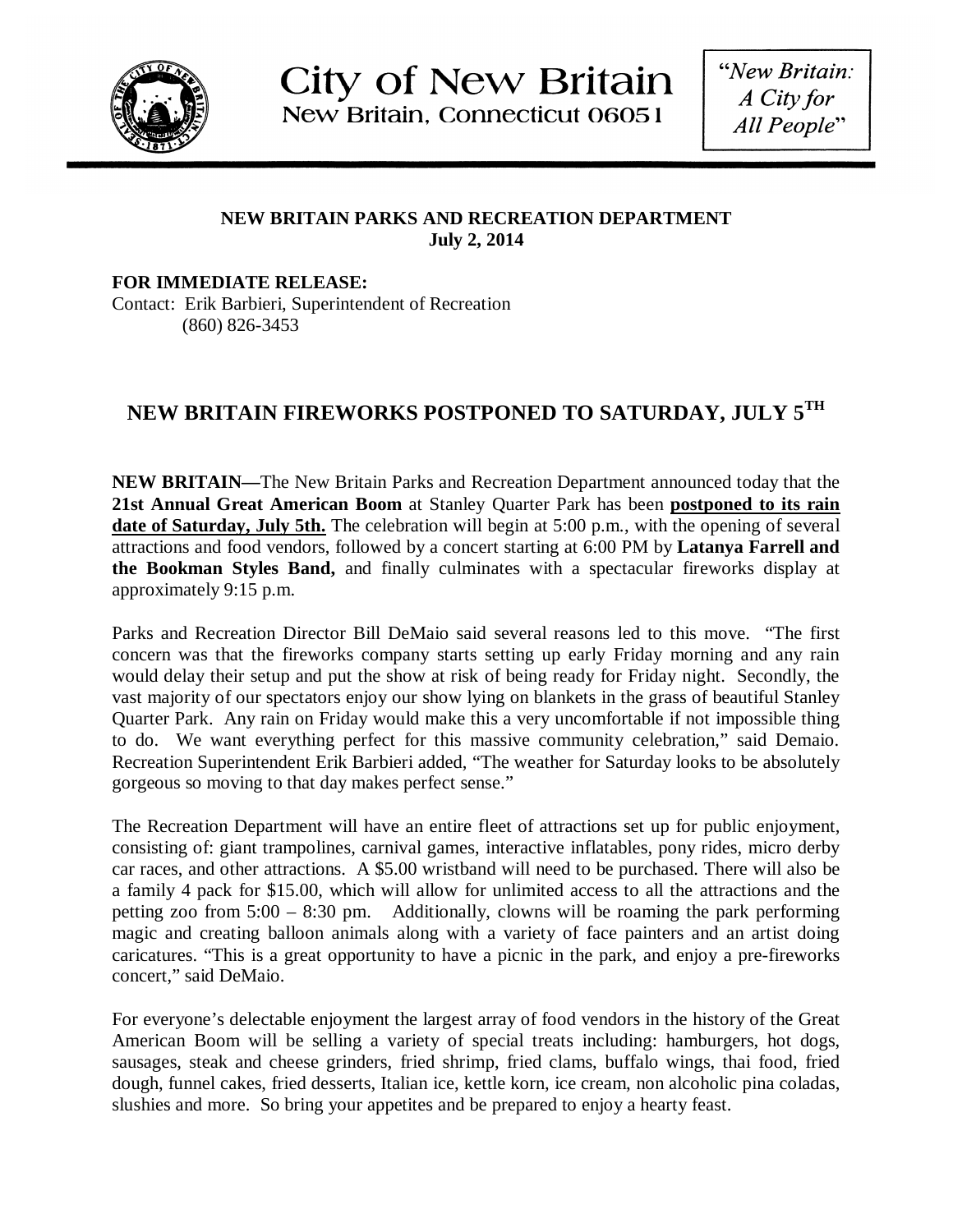**City of New Britain**
**New Britain, Connecticut 06051**

*"New Britain: A City for All People"*

**NEW BRITAIN PARKS AND RECREATION DEPARTMENT**
**July 2, 2014**

**FOR IMMEDIATE RELEASE:**
Contact: Erik Barbieri, Superintendent of Recreation
(860) 826-3453

# NEW BRITAIN FIREWORKS POSTPONED TO SATURDAY, JULY 5$^{TH}$

**NEW BRITAIN—**The New Britain Parks and Recreation Department announced today that the **21st Annual Great American Boom** at Stanley Quarter Park has been **postponed to its rain date of Saturday, July 5th.** The celebration will begin at 5:00 p.m., with the opening of several attractions and food vendors, followed by a concert starting at 6:00 PM by **Latanya Farrell and the Bookman Styles Band,** and finally culminates with a spectacular fireworks display at approximately 9:15 p.m.

Parks and Recreation Director Bill DeMaio said several reasons led to this move. "The first concern was that the fireworks company starts setting up early Friday morning and any rain would delay their setup and put the show at risk of being ready for Friday night. Secondly, the vast majority of our spectators enjoy our show lying on blankets in the grass of beautiful Stanley Quarter Park. Any rain on Friday would make this a very uncomfortable if not impossible thing to do. We want everything perfect for this massive community celebration," said Demaio. Recreation Superintendent Erik Barbieri added, "The weather for Saturday looks to be absolutely gorgeous so moving to that day makes perfect sense."

The Recreation Department will have an entire fleet of attractions set up for public enjoyment, consisting of: giant trampolines, carnival games, interactive inflatables, pony rides, micro derby car races, and other attractions. A $5.00 wristband will need to be purchased. There will also be a family 4 pack for $15.00, which will allow for unlimited access to all the attractions and the petting zoo from 5:00 – 8:30 pm. Additionally, clowns will be roaming the park performing magic and creating balloon animals along with a variety of face painters and an artist doing caricatures. "This is a great opportunity to have a picnic in the park, and enjoy a pre-fireworks concert," said DeMaio.

For everyone's delectable enjoyment the largest array of food vendors in the history of the Great American Boom will be selling a variety of special treats including: hamburgers, hot dogs, sausages, steak and cheese grinders, fried shrimp, fried clams, buffalo wings, thai food, fried dough, funnel cakes, fried desserts, Italian ice, kettle korn, ice cream, non alcoholic pina coladas, slushies and more. So bring your appetites and be prepared to enjoy a hearty feast.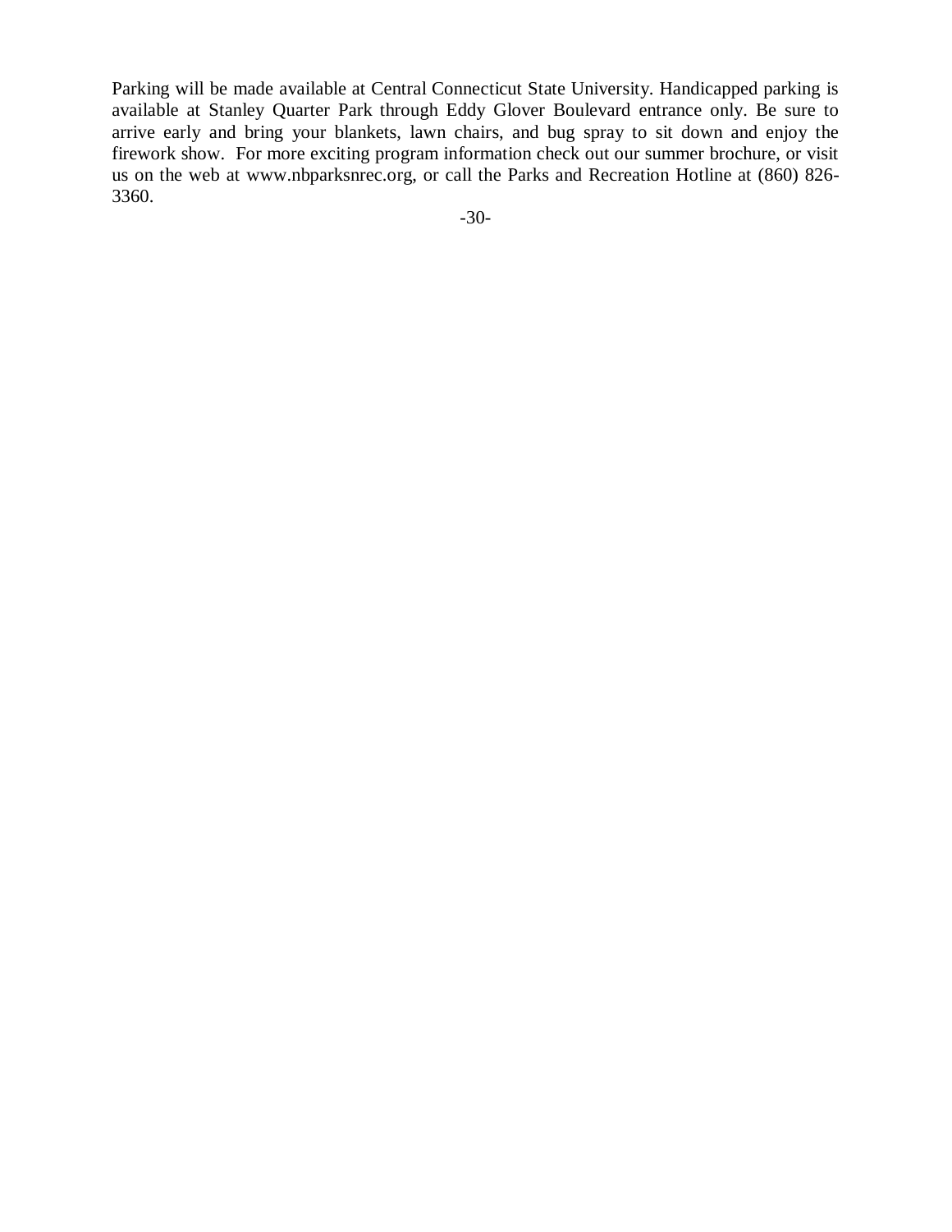Parking will be made available at Central Connecticut State University. Handicapped parking is available at Stanley Quarter Park through Eddy Glover Boulevard entrance only. Be sure to arrive early and bring your blankets, lawn chairs, and bug spray to sit down and enjoy the firework show. For more exciting program information check out our summer brochure, or visit us on the web at www.nbparksnrec.org, or call the Parks and Recreation Hotline at (860) 826-3360.

-30-